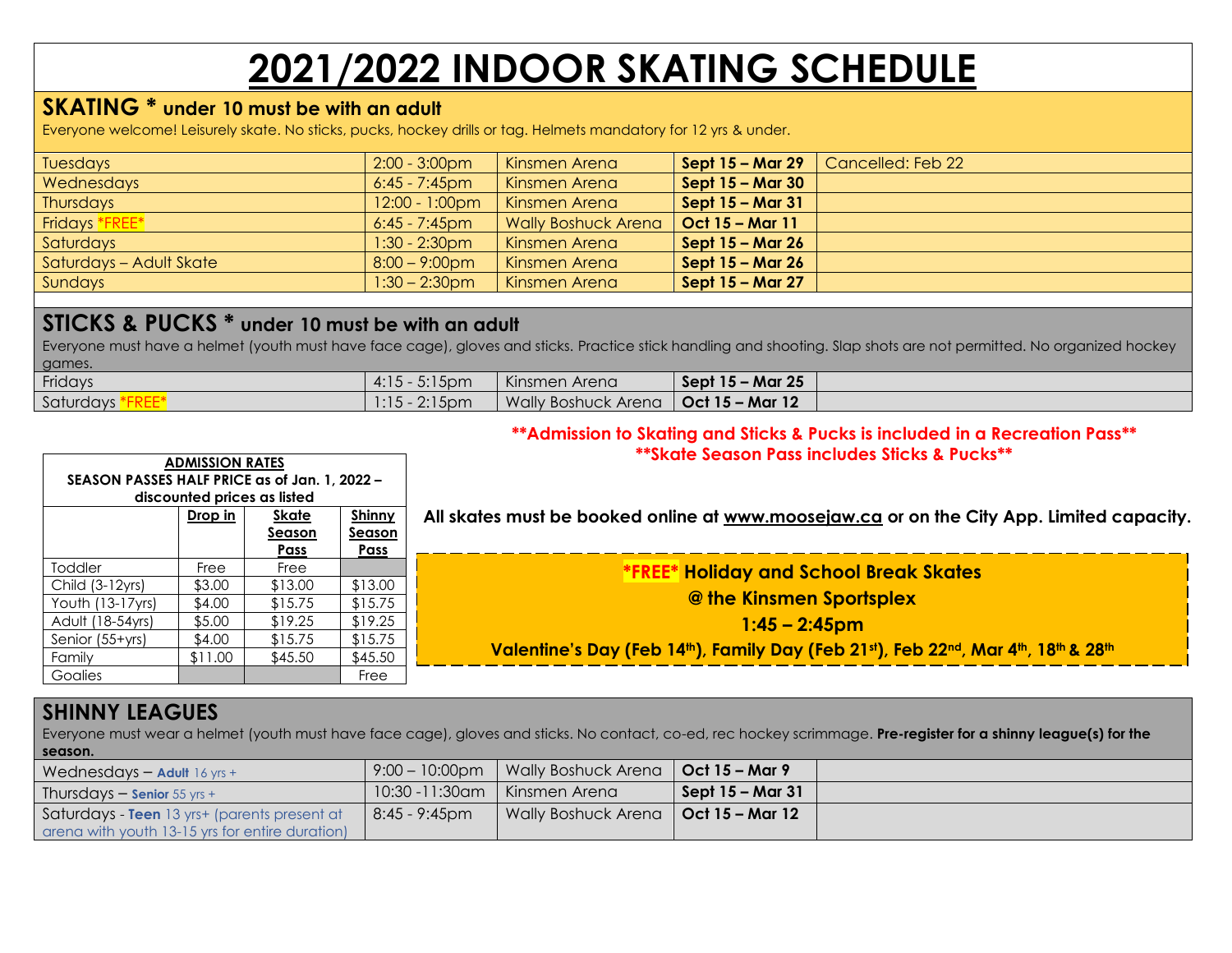# 2021/2022 INDOOR SKATING SCHEDULE

## SKATING * under 10 must be with an adult

Everyone welcome! Leisurely skate. No sticks, pucks, hockey drills or tag. Helmets mandatory for 12 yrs & under.

| | | | | |
|---|---|---|---|---|
| Tuesdays | 2:00 - 3:00pm | Kinsmen Arena | **Sept 15 – Mar 29** | Cancelled: Feb 22 |
| Wednesdays | 6:45 - 7:45pm | Kinsmen Arena | **Sept 15 – Mar 30** | |
| Thursdays | 12:00 - 1:00pm | Kinsmen Arena | **Sept 15 – Mar 31** | |
| Fridays *FREE* | 6:45 - 7:45pm | Wally Boshuck Arena | **Oct 15 – Mar 11** | |
| Saturdays | 1:30 - 2:30pm | Kinsmen Arena | **Sept 15 – Mar 26** | |
| Saturdays – Adult Skate | 8:00 – 9:00pm | Kinsmen Arena | **Sept 15 – Mar 26** | |
| Sundays | 1:30 – 2:30pm | Kinsmen Arena | **Sept 15 – Mar 27** | |

## STICKS & PUCKS * under 10 must be with an adult

Everyone must have a helmet (youth must have face cage), gloves and sticks. Practice stick handling and shooting. Slap shots are not permitted. No organized hockey games.

| | | | | |
|---|---|---|---|---|
| Fridays | 4:15 - 5:15pm | Kinsmen Arena | **Sept 15 – Mar 25** | |
| Saturdays *FREE* | 1:15 - 2:15pm | Wally Boshuck Arena | **Oct 15 – Mar 12** | |

**ADMISSION RATES**
**SEASON PASSES HALF PRICE as of Jan. 1, 2022 – discounted prices as listed**

| | Drop in | Skate Season Pass | Shinny Season Pass |
|---|---|---|---|
| Toddler | Free | Free | |
| Child (3-12yrs) | $3.00 | $13.00 | $13.00 |
| Youth (13-17yrs) | $4.00 | $15.75 | $15.75 |
| Adult (18-54yrs) | $5.00 | $19.25 | $19.25 |
| Senior (55+yrs) | $4.00 | $15.75 | $15.75 |
| Family | $11.00 | $45.50 | $45.50 |
| Goalies | | | Free |

**\*\*Admission to Skating and Sticks & Pucks is included in a Recreation Pass\*\***
**\*\*Skate Season Pass includes Sticks & Pucks\*\***

**All skates must be booked online at www.moosejaw.ca or on the City App. Limited capacity.**

**\*FREE\* Holiday and School Break Skates**
**@ the Kinsmen Sportsplex**
**1:45 – 2:45pm**
**Valentine's Day (Feb 14th), Family Day (Feb 21st), Feb 22nd, Mar 4th, 18th & 28th**

## SHINNY LEAGUES

Everyone must wear a helmet (youth must have face cage), gloves and sticks. No contact, co-ed, rec hockey scrimmage. **Pre-register for a shinny league(s) for the season.**

| | | | | |
|---|---|---|---|---|
| Wednesdays – **Adult** 16 yrs + | 9:00 – 10:00pm | Wally Boshuck Arena | **Oct 15 – Mar 9** | |
| Thursdays – **Senior** 55 yrs + | 10:30 -11:30am | Kinsmen Arena | **Sept 15 – Mar 31** | |
| Saturdays - **Teen** 13 yrs+ (parents present at arena with youth 13-15 yrs for entire duration) | 8:45 - 9:45pm | Wally Boshuck Arena | **Oct 15 – Mar 12** | |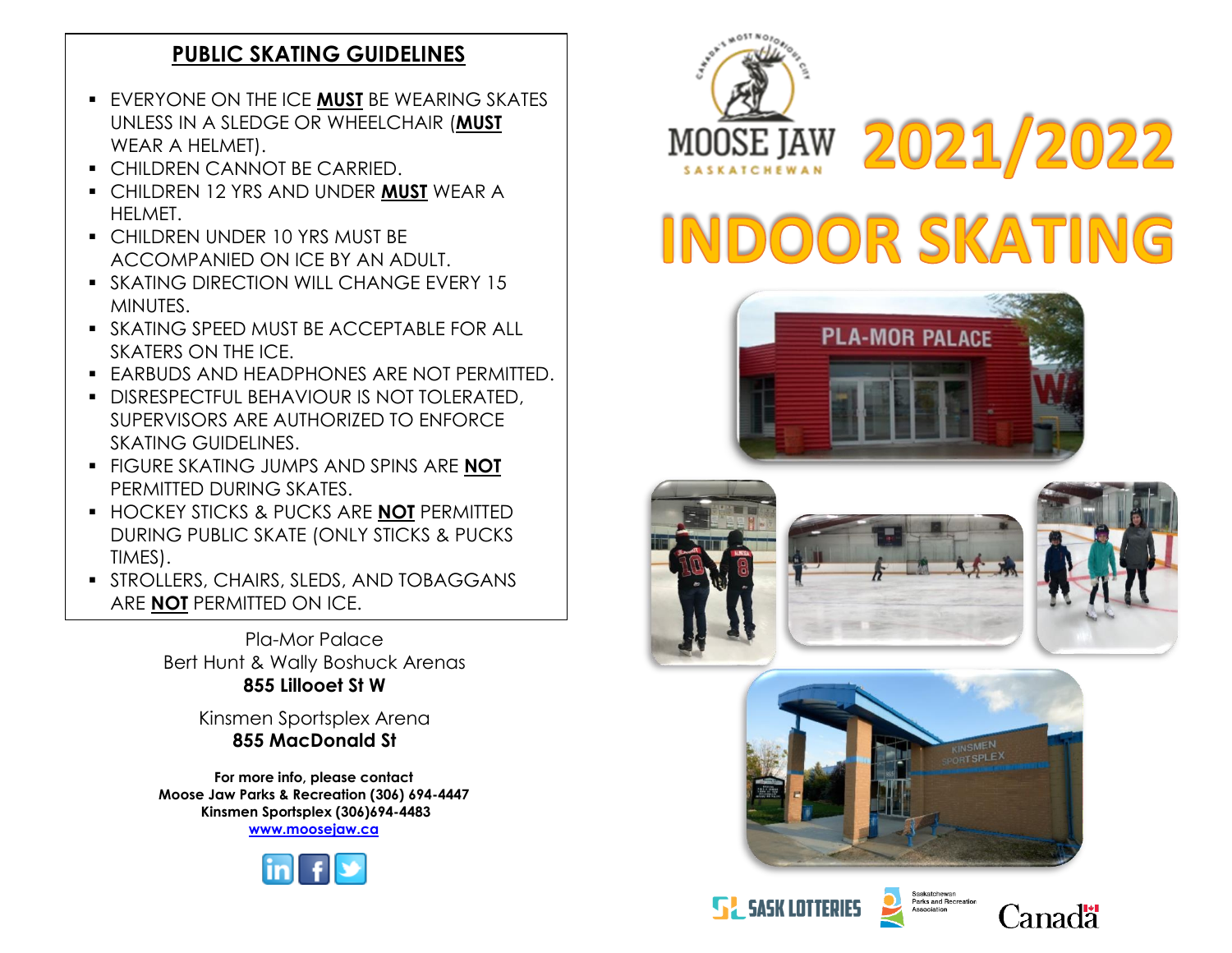## PUBLIC SKATING GUIDELINES

- EVERYONE ON THE ICE **MUST** BE WEARING SKATES UNLESS IN A SLEDGE OR WHEELCHAIR (**MUST** WEAR A HELMET).
- CHILDREN CANNOT BE CARRIED.
- CHILDREN 12 YRS AND UNDER **MUST** WEAR A HELMET.
- CHILDREN UNDER 10 YRS MUST BE ACCOMPANIED ON ICE BY AN ADULT.
- SKATING DIRECTION WILL CHANGE EVERY 15 MINUTES.
- SKATING SPEED MUST BE ACCEPTABLE FOR ALL SKATERS ON THE ICE.
- EARBUDS AND HEADPHONES ARE NOT PERMITTED.
- DISRESPECTFUL BEHAVIOUR IS NOT TOLERATED, SUPERVISORS ARE AUTHORIZED TO ENFORCE SKATING GUIDELINES.
- FIGURE SKATING JUMPS AND SPINS ARE **NOT** PERMITTED DURING SKATES.
- HOCKEY STICKS & PUCKS ARE **NOT** PERMITTED DURING PUBLIC SKATE (ONLY STICKS & PUCKS TIMES).
- STROLLERS, CHAIRS, SLEDS, AND TOBAGGANS ARE **NOT** PERMITTED ON ICE.

Pla-Mor Palace
Bert Hunt & Wally Boshuck Arenas
**855 Lillooet St W**

Kinsmen Sportsplex Arena
**855 MacDonald St**

**For more info, please contact**
**Moose Jaw Parks & Recreation (306) 694-4447**
**Kinsmen Sportsplex (306)694-4483**
**www.moosejaw.ca**

# 2021/2022 INDOOR SKATING